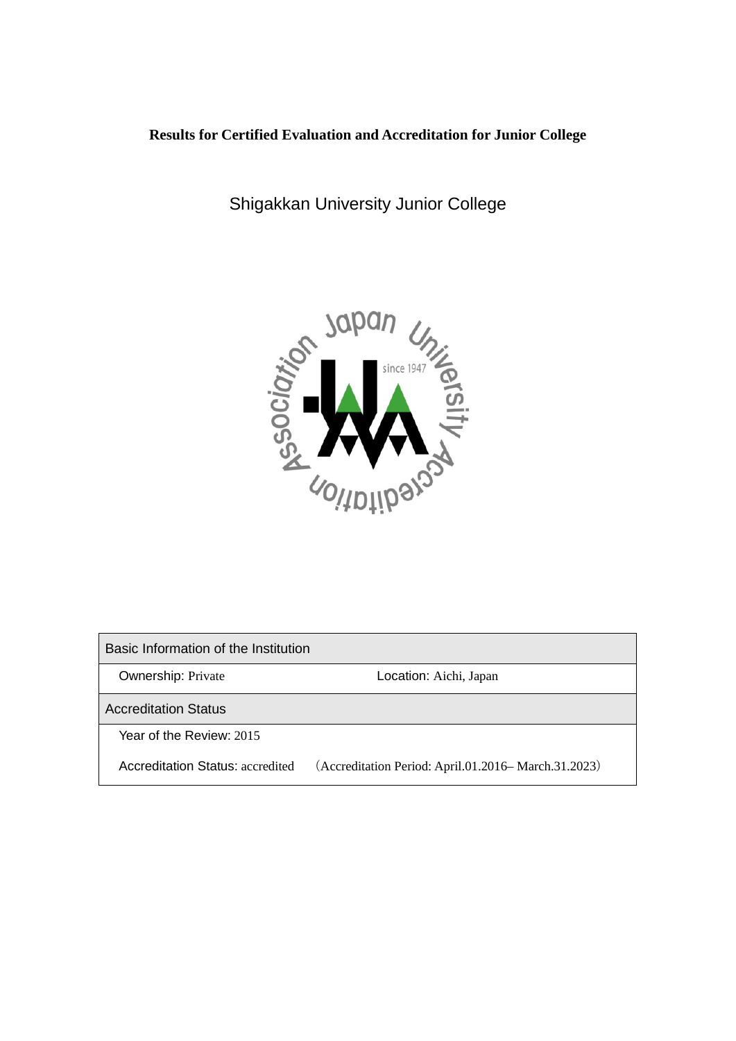# Results for Certified Evaluation and Accreditation for Junior College

## Shigakkan University Junior College

| Basic Information of the Institution | |
|---|---|
| Ownership: Private | Location: Aichi, Japan |
| **Accreditation Status** | |
| Year of the Review: 2015 | |
| Accreditation Status: accredited | （Accreditation Period: April.01.2016– March.31.2023） |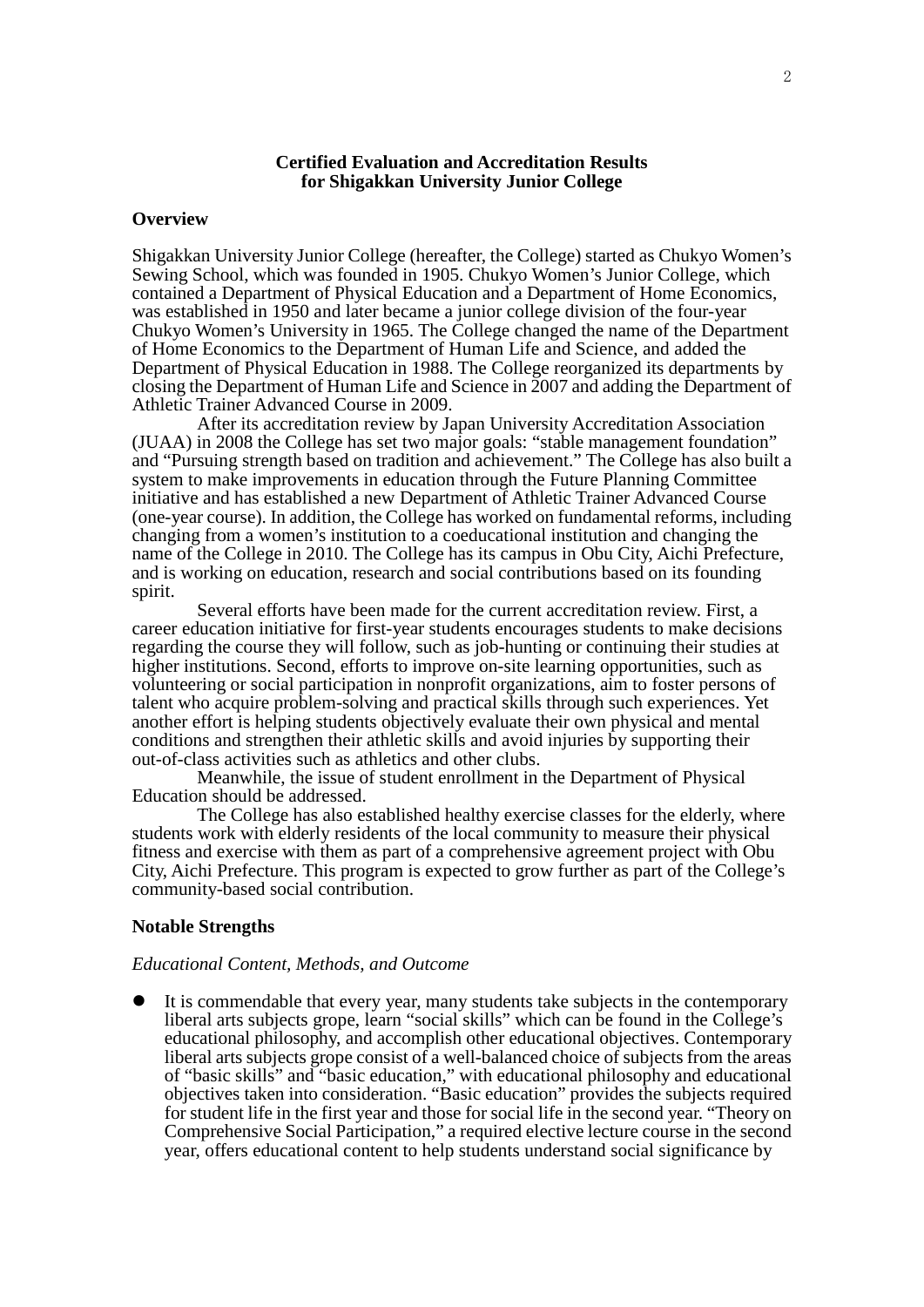**Certified Evaluation and Accreditation Results for Shigakkan University Junior College**

**Overview**

Shigakkan University Junior College (hereafter, the College) started as Chukyo Women's Sewing School, which was founded in 1905. Chukyo Women's Junior College, which contained a Department of Physical Education and a Department of Home Economics, was established in 1950 and later became a junior college division of the four-year Chukyo Women's University in 1965. The College changed the name of the Department of Home Economics to the Department of Human Life and Science, and added the Department of Physical Education in 1988. The College reorganized its departments by closing the Department of Human Life and Science in 2007 and adding the Department of Athletic Trainer Advanced Course in 2009.

After its accreditation review by Japan University Accreditation Association (JUAA) in 2008 the College has set two major goals: "stable management foundation" and "Pursuing strength based on tradition and achievement." The College has also built a system to make improvements in education through the Future Planning Committee initiative and has established a new Department of Athletic Trainer Advanced Course (one-year course). In addition, the College has worked on fundamental reforms, including changing from a women's institution to a coeducational institution and changing the name of the College in 2010. The College has its campus in Obu City, Aichi Prefecture, and is working on education, research and social contributions based on its founding spirit.

Several efforts have been made for the current accreditation review. First, a career education initiative for first-year students encourages students to make decisions regarding the course they will follow, such as job-hunting or continuing their studies at higher institutions. Second, efforts to improve on-site learning opportunities, such as volunteering or social participation in nonprofit organizations, aim to foster persons of talent who acquire problem-solving and practical skills through such experiences. Yet another effort is helping students objectively evaluate their own physical and mental conditions and strengthen their athletic skills and avoid injuries by supporting their out-of-class activities such as athletics and other clubs.

Meanwhile, the issue of student enrollment in the Department of Physical Education should be addressed.

The College has also established healthy exercise classes for the elderly, where students work with elderly residents of the local community to measure their physical fitness and exercise with them as part of a comprehensive agreement project with Obu City, Aichi Prefecture. This program is expected to grow further as part of the College's community-based social contribution.

**Notable Strengths**

*Educational Content, Methods, and Outcome*

- It is commendable that every year, many students take subjects in the contemporary liberal arts subjects grope, learn "social skills" which can be found in the College's educational philosophy, and accomplish other educational objectives. Contemporary liberal arts subjects grope consist of a well-balanced choice of subjects from the areas of "basic skills" and "basic education," with educational philosophy and educational objectives taken into consideration. "Basic education" provides the subjects required for student life in the first year and those for social life in the second year. "Theory on Comprehensive Social Participation," a required elective lecture course in the second year, offers educational content to help students understand social significance by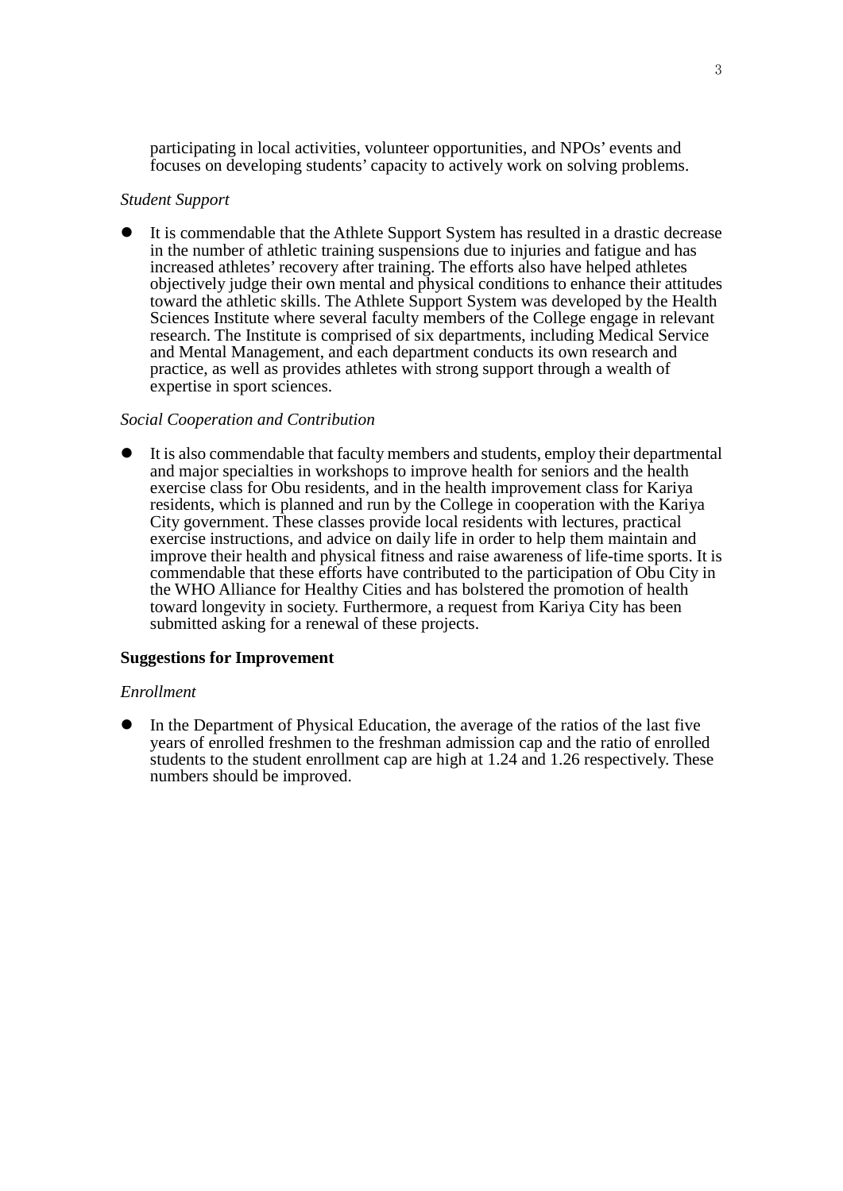participating in local activities, volunteer opportunities, and NPOs' events and focuses on developing students' capacity to actively work on solving problems.

*Student Support*

- It is commendable that the Athlete Support System has resulted in a drastic decrease in the number of athletic training suspensions due to injuries and fatigue and has increased athletes' recovery after training. The efforts also have helped athletes objectively judge their own mental and physical conditions to enhance their attitudes toward the athletic skills. The Athlete Support System was developed by the Health Sciences Institute where several faculty members of the College engage in relevant research. The Institute is comprised of six departments, including Medical Service and Mental Management, and each department conducts its own research and practice, as well as provides athletes with strong support through a wealth of expertise in sport sciences.

*Social Cooperation and Contribution*

- It is also commendable that faculty members and students, employ their departmental and major specialties in workshops to improve health for seniors and the health exercise class for Obu residents, and in the health improvement class for Kariya residents, which is planned and run by the College in cooperation with the Kariya City government. These classes provide local residents with lectures, practical exercise instructions, and advice on daily life in order to help them maintain and improve their health and physical fitness and raise awareness of life-time sports. It is commendable that these efforts have contributed to the participation of Obu City in the WHO Alliance for Healthy Cities and has bolstered the promotion of health toward longevity in society. Furthermore, a request from Kariya City has been submitted asking for a renewal of these projects.

**Suggestions for Improvement**

*Enrollment*

- In the Department of Physical Education, the average of the ratios of the last five years of enrolled freshmen to the freshman admission cap and the ratio of enrolled students to the student enrollment cap are high at 1.24 and 1.26 respectively. These numbers should be improved.